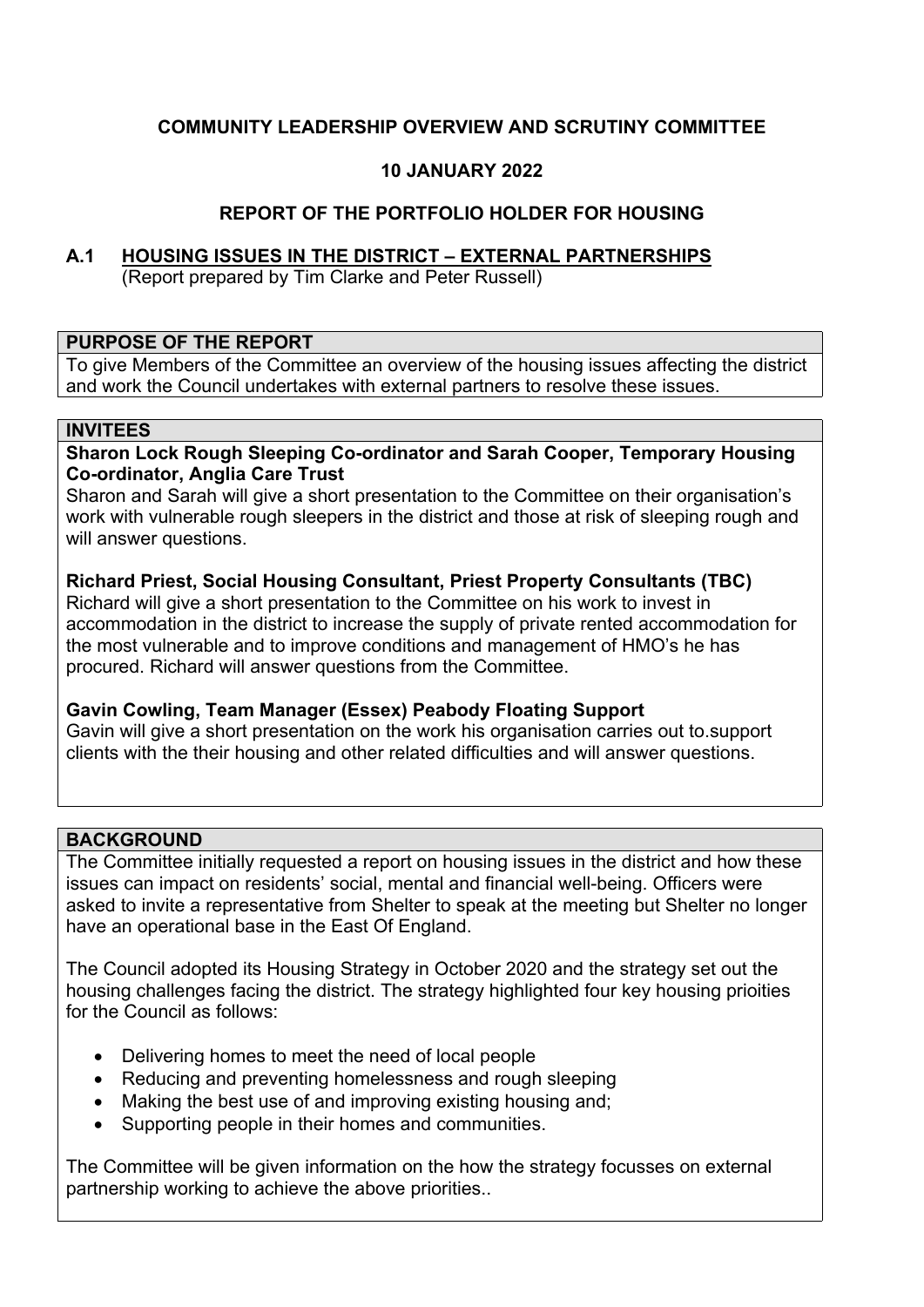**COMMUNITY LEADERSHIP OVERVIEW AND SCRUTINY COMMITTEE**

**10 JANUARY 2022**

**REPORT OF THE PORTFOLIO HOLDER FOR HOUSING**

## A.1 HOUSING ISSUES IN THE DISTRICT – EXTERNAL PARTNERSHIPS

(Report prepared by Tim Clarke and Peter Russell)

### PURPOSE OF THE REPORT

To give Members of the Committee an overview of the housing issues affecting the district and work the Council undertakes with external partners to resolve these issues.

### INVITEES

**Sharon Lock Rough Sleeping Co-ordinator and Sarah Cooper, Temporary Housing Co-ordinator, Anglia Care Trust**

Sharon and Sarah will give a short presentation to the Committee on their organisation's work with vulnerable rough sleepers in the district and those at risk of sleeping rough and will answer questions.

**Richard Priest, Social Housing Consultant, Priest Property Consultants (TBC)**

Richard will give a short presentation to the Committee on his work to invest in accommodation in the district to increase the supply of private rented accommodation for the most vulnerable and to improve conditions and management of HMO's he has procured. Richard will answer questions from the Committee.

**Gavin Cowling, Team Manager (Essex) Peabody Floating Support**

Gavin will give a short presentation on the work his organisation carries out to.support clients with the their housing and other related difficulties and will answer questions.

### BACKGROUND

The Committee initially requested a report on housing issues in the district and how these issues can impact on residents' social, mental and financial well-being. Officers were asked to invite a representative from Shelter to speak at the meeting but Shelter no longer have an operational base in the East Of England.

The Council adopted its Housing Strategy in October 2020 and the strategy set out the housing challenges facing the district. The strategy highlighted four key housing prioities for the Council as follows:

- Delivering homes to meet the need of local people
- Reducing and preventing homelessness and rough sleeping
- Making the best use of and improving existing housing and;
- Supporting people in their homes and communities.

The Committee will be given information on the how the strategy focusses on external partnership working to achieve the above priorities..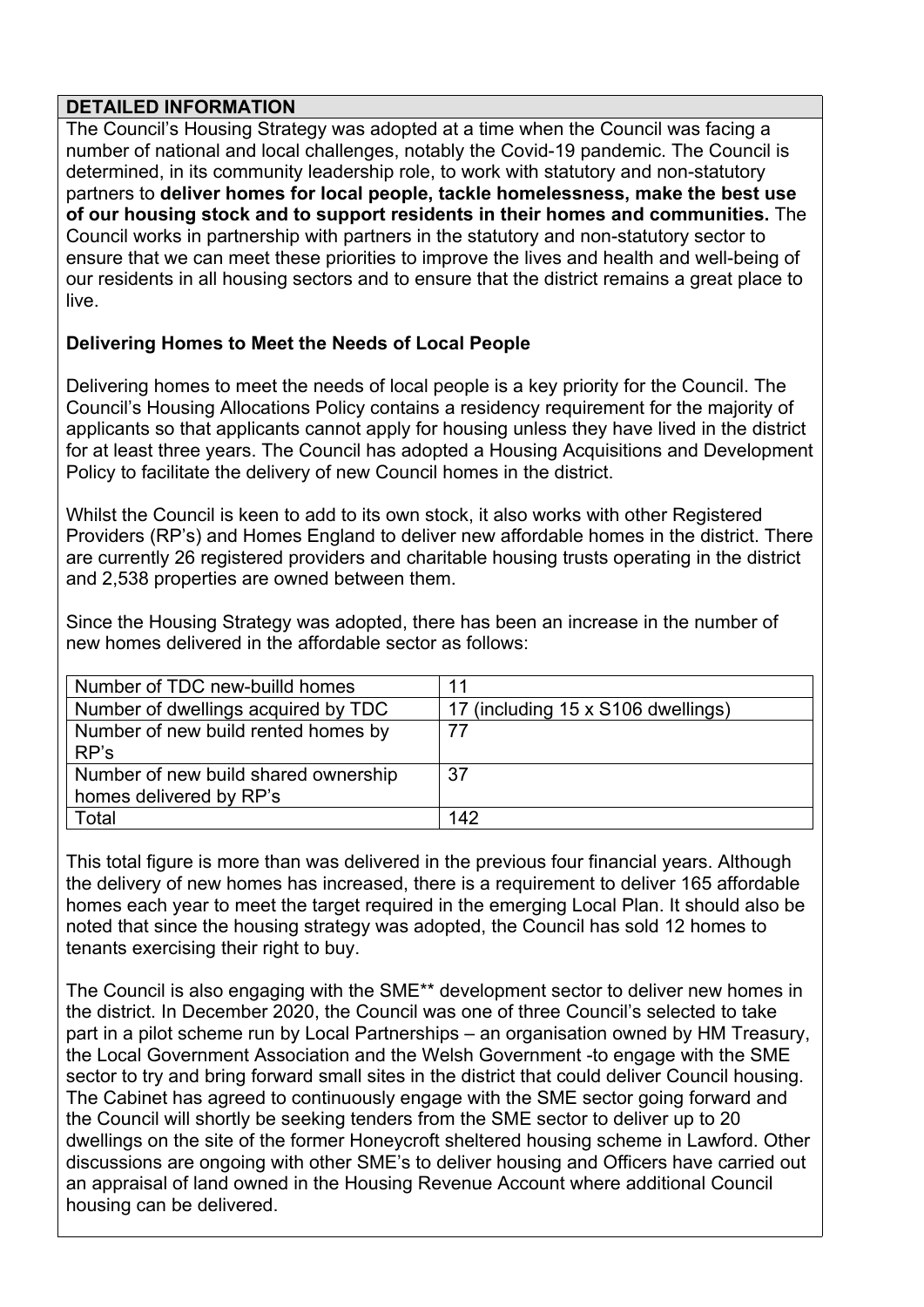**DETAILED INFORMATION**

The Council's Housing Strategy was adopted at a time when the Council was facing a number of national and local challenges, notably the Covid-19 pandemic. The Council is determined, in its community leadership role, to work with statutory and non-statutory partners to **deliver homes for local people, tackle homelessness, make the best use of our housing stock and to support residents in their homes and communities.** The Council works in partnership with partners in the statutory and non-statutory sector to ensure that we can meet these priorities to improve the lives and health and well-being of our residents in all housing sectors and to ensure that the district remains a great place to live.

**Delivering Homes to Meet the Needs of Local People**

Delivering homes to meet the needs of local people is a key priority for the Council. The Council's Housing Allocations Policy contains a residency requirement for the majority of applicants so that applicants cannot apply for housing unless they have lived in the district for at least three years. The Council has adopted a Housing Acquisitions and Development Policy to facilitate the delivery of new Council homes in the district.

Whilst the Council is keen to add to its own stock, it also works with other Registered Providers (RP's) and Homes England to deliver new affordable homes in the district. There are currently 26 registered providers and charitable housing trusts operating in the district and 2,538 properties are owned between them.

Since the Housing Strategy was adopted, there has been an increase in the number of new homes delivered in the affordable sector as follows:

| | |
|---|---|
| Number of TDC new-builld homes | 11 |
| Number of dwellings acquired by TDC | 17 (including 15 x S106 dwellings) |
| Number of new build rented homes by RP's | 77 |
| Number of new build shared ownership homes delivered by RP's | 37 |
| Total | 142 |

This total figure is more than was delivered in the previous four financial years. Although the delivery of new homes has increased, there is a requirement to deliver 165 affordable homes each year to meet the target required in the emerging Local Plan. It should also be noted that since the housing strategy was adopted, the Council has sold 12 homes to tenants exercising their right to buy.

The Council is also engaging with the SME** development sector to deliver new homes in the district. In December 2020, the Council was one of three Council's selected to take part in a pilot scheme run by Local Partnerships – an organisation owned by HM Treasury, the Local Government Association and the Welsh Government -to engage with the SME sector to try and bring forward small sites in the district that could deliver Council housing. The Cabinet has agreed to continuously engage with the SME sector going forward and the Council will shortly be seeking tenders from the SME sector to deliver up to 20 dwellings on the site of the former Honeycroft sheltered housing scheme in Lawford. Other discussions are ongoing with other SME's to deliver housing and Officers have carried out an appraisal of land owned in the Housing Revenue Account where additional Council housing can be delivered.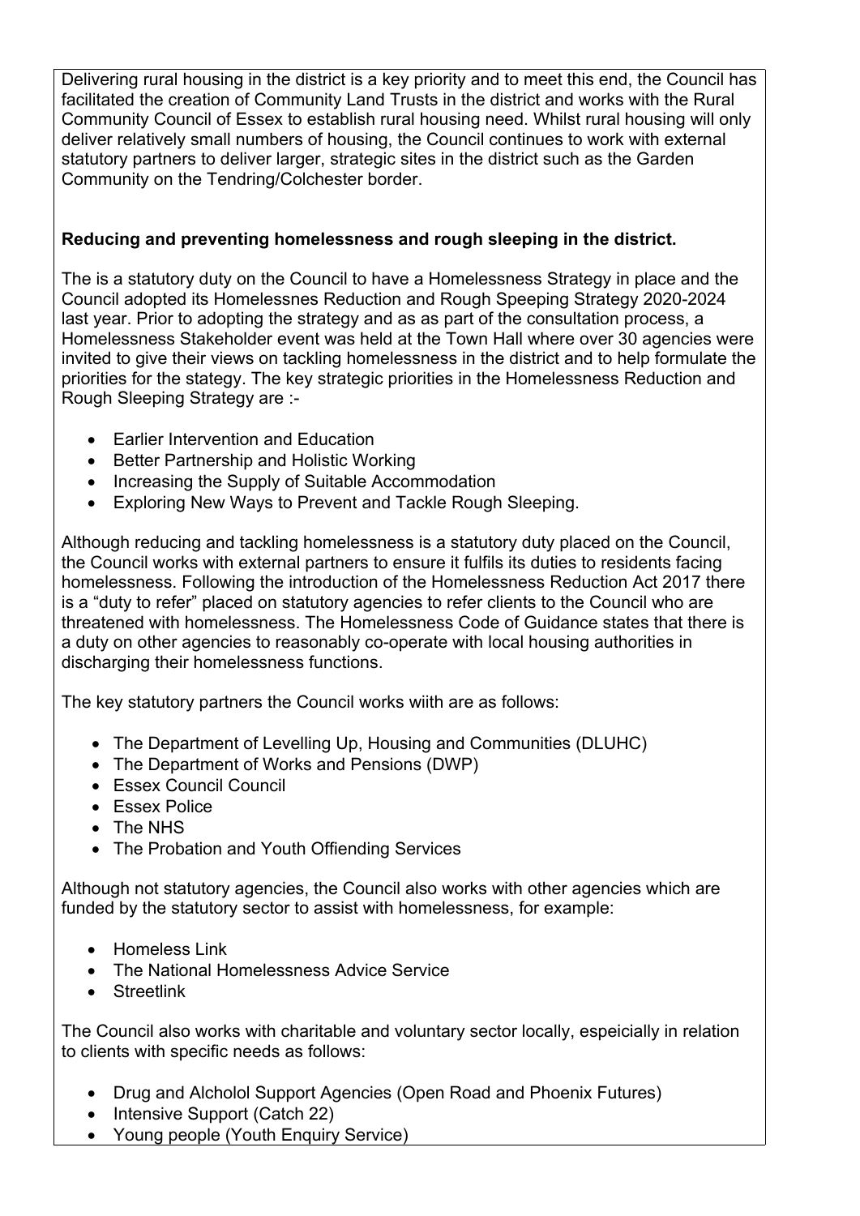Delivering rural housing in the district is a key priority and to meet this end, the Council has facilitated the creation of Community Land Trusts in the district and works with the Rural Community Council of Essex to establish rural housing need. Whilst rural housing will only deliver relatively small numbers of housing, the Council continues to work with external statutory partners to deliver larger, strategic sites in the district such as the Garden Community on the Tendring/Colchester border.

**Reducing and preventing homelessness and rough sleeping in the district.**

The is a statutory duty on the Council to have a Homelessness Strategy in place and the Council adopted its Homelessnes Reduction and Rough Speeping Strategy 2020-2024 last year. Prior to adopting the strategy and as as part of the consultation process, a Homelessness Stakeholder event was held at the Town Hall where over 30 agencies were invited to give their views on tackling homelessness in the district and to help formulate the priorities for the stategy. The key strategic priorities in the Homelessness Reduction and Rough Sleeping Strategy are :-

- Earlier Intervention and Education
- Better Partnership and Holistic Working
- Increasing the Supply of Suitable Accommodation
- Exploring New Ways to Prevent and Tackle Rough Sleeping.

Although reducing and tackling homelessness is a statutory duty placed on the Council, the Council works with external partners to ensure it fulfils its duties to residents facing homelessness. Following the introduction of the Homelessness Reduction Act 2017 there is a "duty to refer" placed on statutory agencies to refer clients to the Council who are threatened with homelessness. The Homelessness Code of Guidance states that there is a duty on other agencies to reasonably co-operate with local housing authorities in discharging their homelessness functions.

The key statutory partners the Council works wiith are as follows:

- The Department of Levelling Up, Housing and Communities (DLUHC)
- The Department of Works and Pensions (DWP)
- Essex Council Council
- Essex Police
- The NHS
- The Probation and Youth Offiending Services

Although not statutory agencies, the Council also works with other agencies which are funded by the statutory sector to assist with homelessness, for example:

- Homeless Link
- The National Homelessness Advice Service
- Streetlink

The Council also works with charitable and voluntary sector locally, espeicially in relation to clients with specific needs as follows:

- Drug and Alcholol Support Agencies (Open Road and Phoenix Futures)
- Intensive Support (Catch 22)
- Young people (Youth Enquiry Service)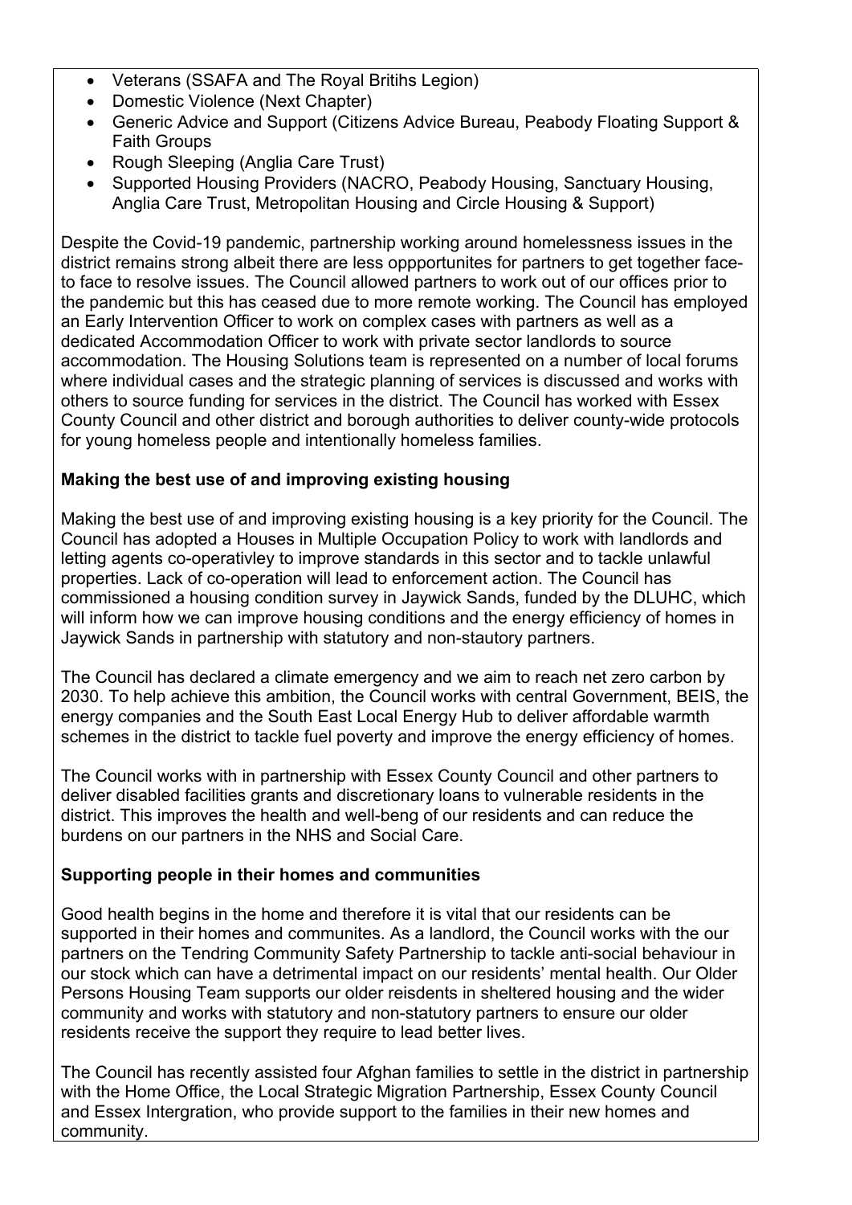- Veterans (SSAFA and The Royal Britihs Legion)
- Domestic Violence (Next Chapter)
- Generic Advice and Support (Citizens Advice Bureau, Peabody Floating Support & Faith Groups
- Rough Sleeping (Anglia Care Trust)
- Supported Housing Providers (NACRO, Peabody Housing, Sanctuary Housing, Anglia Care Trust, Metropolitan Housing and Circle Housing & Support)

Despite the Covid-19 pandemic, partnership working around homelessness issues in the district remains strong albeit there are less oppportunites for partners to get together face-to face to resolve issues. The Council allowed partners to work out of our offices prior to the pandemic but this has ceased due to more remote working. The Council has employed an Early Intervention Officer to work on complex cases with partners as well as a dedicated Accommodation Officer to work with private sector landlords to source accommodation. The Housing Solutions team is represented on a number of local forums where individual cases and the strategic planning of services is discussed and works with others to source funding for services in the district. The Council has worked with Essex County Council and other district and borough authorities to deliver county-wide protocols for young homeless people and intentionally homeless families.

**Making the best use of and improving existing housing**

Making the best use of and improving existing housing is a key priority for the Council. The Council has adopted a Houses in Multiple Occupation Policy to work with landlords and letting agents co-operativley to improve standards in this sector and to tackle unlawful properties. Lack of co-operation will lead to enforcement action. The Council has commissioned a housing condition survey in Jaywick Sands, funded by the DLUHC, which will inform how we can improve housing conditions and the energy efficiency of homes in Jaywick Sands in partnership with statutory and non-stautory partners.

The Council has declared a climate emergency and we aim to reach net zero carbon by 2030. To help achieve this ambition, the Council works with central Government, BEIS, the energy companies and the South East Local Energy Hub to deliver affordable warmth schemes in the district to tackle fuel poverty and improve the energy efficiency of homes.

The Council works with in partnership with Essex County Council and other partners to deliver disabled facilities grants and discretionary loans to vulnerable residents in the district. This improves the health and well-beng of our residents and can reduce the burdens on our partners in the NHS and Social Care.

**Supporting people in their homes and communities**

Good health begins in the home and therefore it is vital that our residents can be supported in their homes and communites. As a landlord, the Council works with the our partners on the Tendring Community Safety Partnership to tackle anti-social behaviour in our stock which can have a detrimental impact on our residents' mental health. Our Older Persons Housing Team supports our older reisdents in sheltered housing and the wider community and works with statutory and non-statutory partners to ensure our older residents receive the support they require to lead better lives.

The Council has recently assisted four Afghan families to settle in the district in partnership with the Home Office, the Local Strategic Migration Partnership, Essex County Council and Essex Intergration, who provide support to the families in their new homes and community.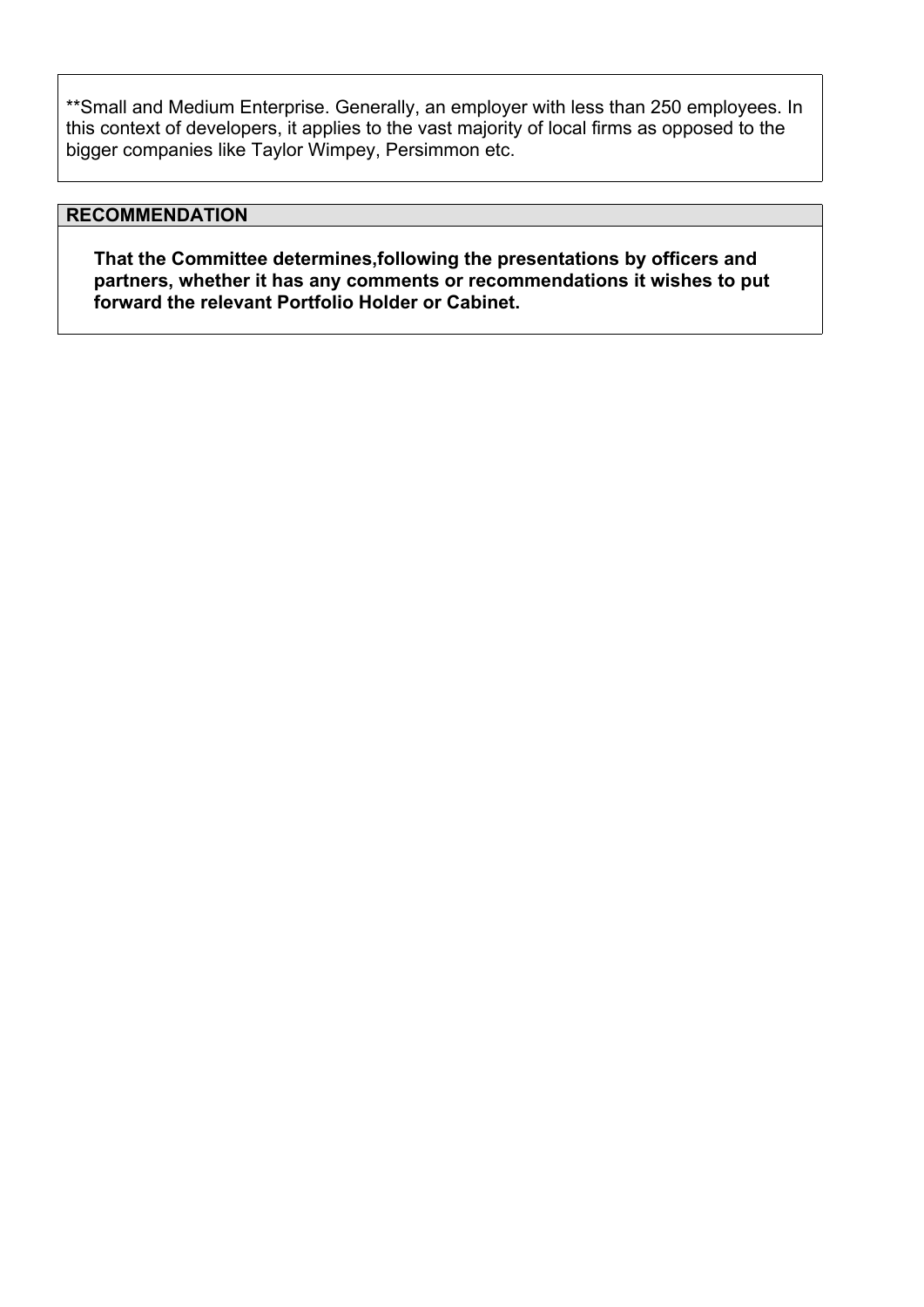**Small and Medium Enterprise. Generally, an employer with less than 250 employees. In this context of developers, it applies to the vast majority of local firms as opposed to the bigger companies like Taylor Wimpey, Persimmon etc.

## RECOMMENDATION

**That the Committee determines,following the presentations by officers and partners, whether it has any comments or recommendations it wishes to put forward the relevant Portfolio Holder or Cabinet.**